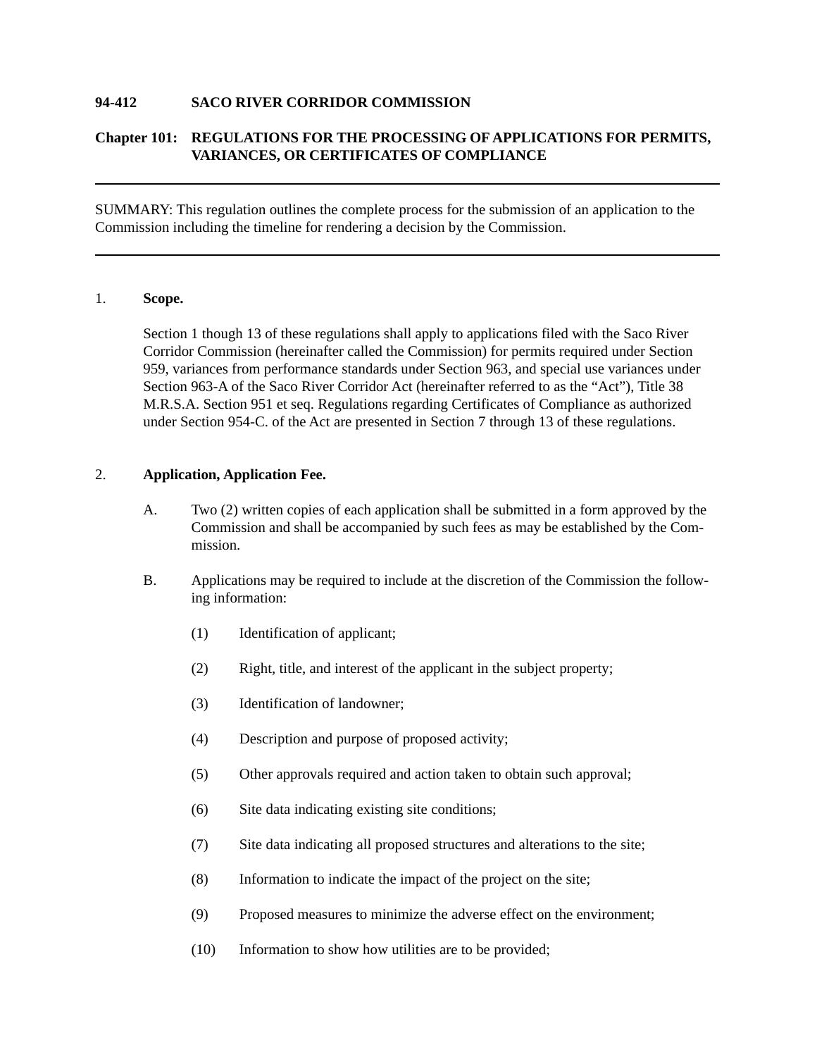**94-412 SACO RIVER CORRIDOR COMMISSION**

**Chapter 101: REGULATIONS FOR THE PROCESSING OF APPLICATIONS FOR PERMITS, VARIANCES, OR CERTIFICATES OF COMPLIANCE**

---

SUMMARY: This regulation outlines the complete process for the submission of an application to the Commission including the timeline for rendering a decision by the Commission.

---

## 1. Scope.

Section 1 though 13 of these regulations shall apply to applications filed with the Saco River Corridor Commission (hereinafter called the Commission) for permits required under Section 959, variances from performance standards under Section 963, and special use variances under Section 963-A of the Saco River Corridor Act (hereinafter referred to as the "Act"), Title 38 M.R.S.A. Section 951 et seq. Regulations regarding Certificates of Compliance as authorized under Section 954-C. of the Act are presented in Section 7 through 13 of these regulations.

## 2. Application, Application Fee.

A. Two (2) written copies of each application shall be submitted in a form approved by the Commission and shall be accompanied by such fees as may be established by the Commission.

B. Applications may be required to include at the discretion of the Commission the following information:

(1) Identification of applicant;

(2) Right, title, and interest of the applicant in the subject property;

(3) Identification of landowner;

(4) Description and purpose of proposed activity;

(5) Other approvals required and action taken to obtain such approval;

(6) Site data indicating existing site conditions;

(7) Site data indicating all proposed structures and alterations to the site;

(8) Information to indicate the impact of the project on the site;

(9) Proposed measures to minimize the adverse effect on the environment;

(10) Information to show how utilities are to be provided;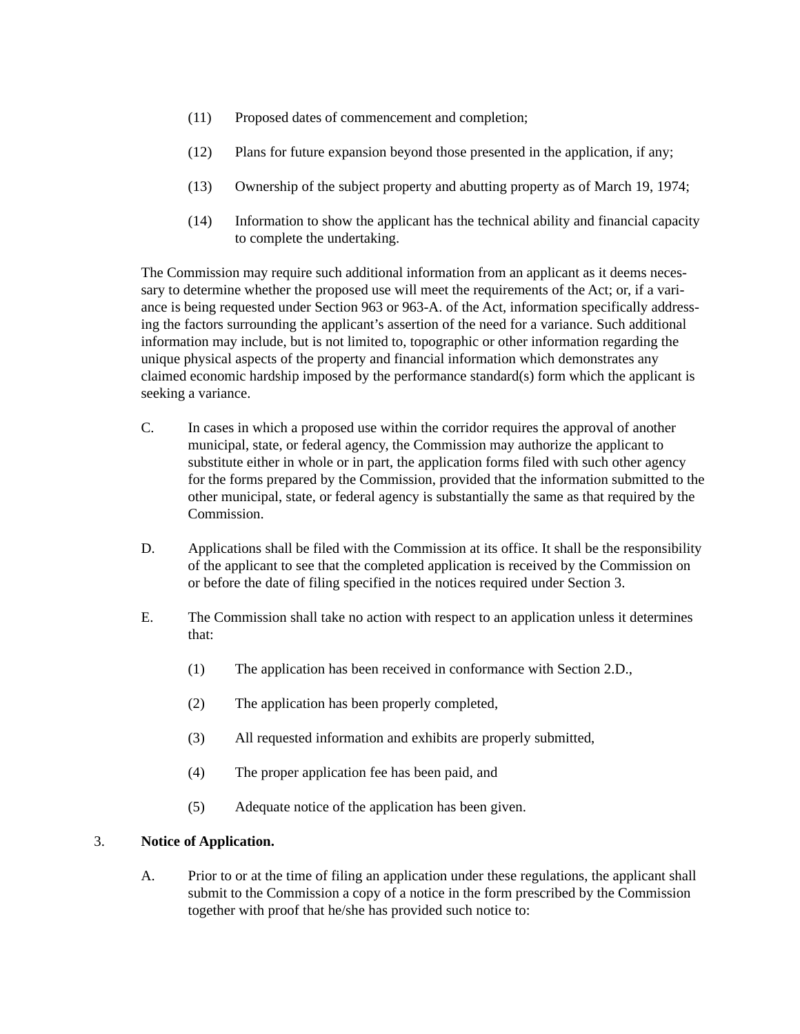(11) Proposed dates of commencement and completion;

(12) Plans for future expansion beyond those presented in the application, if any;

(13) Ownership of the subject property and abutting property as of March 19, 1974;

(14) Information to show the applicant has the technical ability and financial capacity to complete the undertaking.

The Commission may require such additional information from an applicant as it deems necessary to determine whether the proposed use will meet the requirements of the Act; or, if a variance is being requested under Section 963 or 963-A. of the Act, information specifically addressing the factors surrounding the applicant's assertion of the need for a variance. Such additional information may include, but is not limited to, topographic or other information regarding the unique physical aspects of the property and financial information which demonstrates any claimed economic hardship imposed by the performance standard(s) form which the applicant is seeking a variance.

C. In cases in which a proposed use within the corridor requires the approval of another municipal, state, or federal agency, the Commission may authorize the applicant to substitute either in whole or in part, the application forms filed with such other agency for the forms prepared by the Commission, provided that the information submitted to the other municipal, state, or federal agency is substantially the same as that required by the Commission.

D. Applications shall be filed with the Commission at its office. It shall be the responsibility of the applicant to see that the completed application is received by the Commission on or before the date of filing specified in the notices required under Section 3.

E. The Commission shall take no action with respect to an application unless it determines that:

(1) The application has been received in conformance with Section 2.D.,

(2) The application has been properly completed,

(3) All requested information and exhibits are properly submitted,

(4) The proper application fee has been paid, and

(5) Adequate notice of the application has been given.

3. **Notice of Application.**

A. Prior to or at the time of filing an application under these regulations, the applicant shall submit to the Commission a copy of a notice in the form prescribed by the Commission together with proof that he/she has provided such notice to: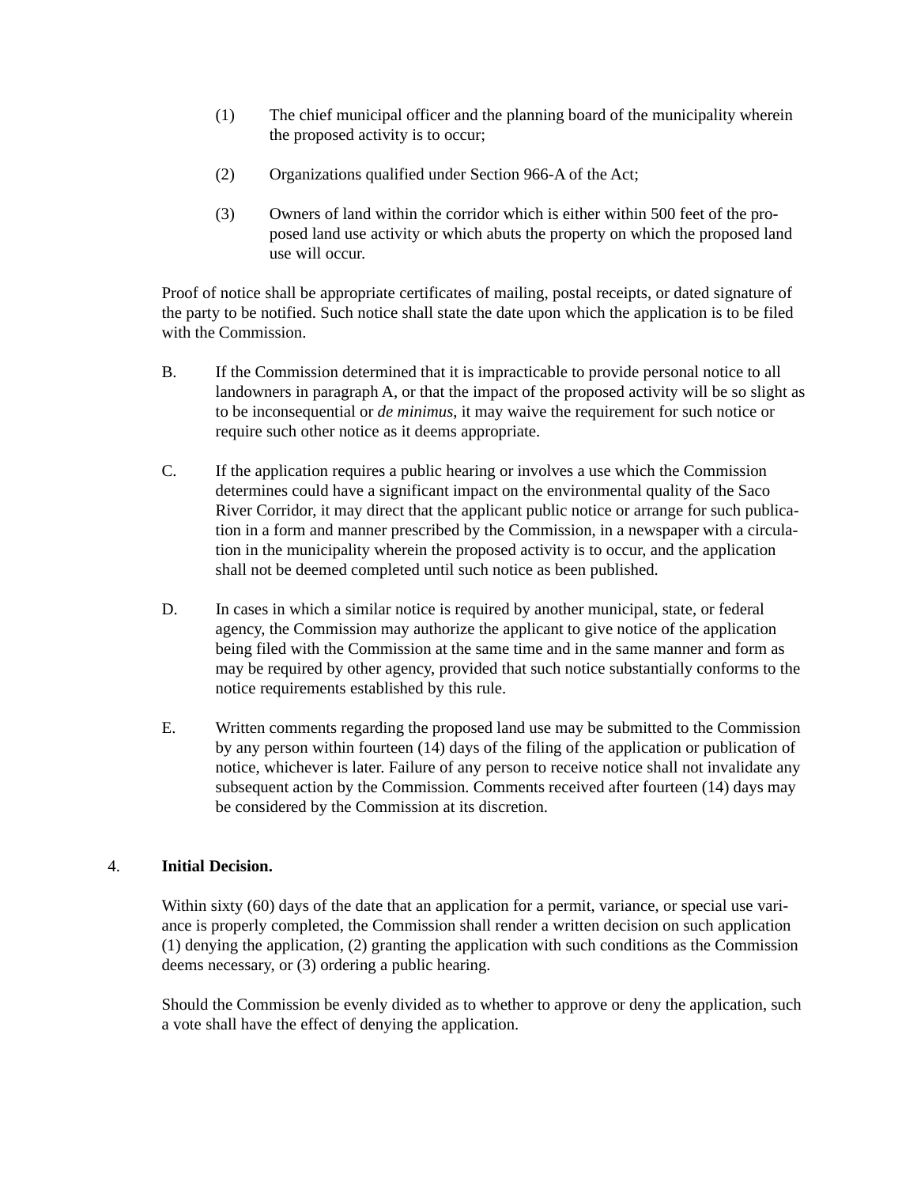(1) The chief municipal officer and the planning board of the municipality wherein the proposed activity is to occur;

(2) Organizations qualified under Section 966-A of the Act;

(3) Owners of land within the corridor which is either within 500 feet of the proposed land use activity or which abuts the property on which the proposed land use will occur.

Proof of notice shall be appropriate certificates of mailing, postal receipts, or dated signature of the party to be notified. Such notice shall state the date upon which the application is to be filed with the Commission.

B. If the Commission determined that it is impracticable to provide personal notice to all landowners in paragraph A, or that the impact of the proposed activity will be so slight as to be inconsequential or *de minimus*, it may waive the requirement for such notice or require such other notice as it deems appropriate.

C. If the application requires a public hearing or involves a use which the Commission determines could have a significant impact on the environmental quality of the Saco River Corridor, it may direct that the applicant public notice or arrange for such publication in a form and manner prescribed by the Commission, in a newspaper with a circulation in the municipality wherein the proposed activity is to occur, and the application shall not be deemed completed until such notice as been published.

D. In cases in which a similar notice is required by another municipal, state, or federal agency, the Commission may authorize the applicant to give notice of the application being filed with the Commission at the same time and in the same manner and form as may be required by other agency, provided that such notice substantially conforms to the notice requirements established by this rule.

E. Written comments regarding the proposed land use may be submitted to the Commission by any person within fourteen (14) days of the filing of the application or publication of notice, whichever is later. Failure of any person to receive notice shall not invalidate any subsequent action by the Commission. Comments received after fourteen (14) days may be considered by the Commission at its discretion.

4. **Initial Decision.**

Within sixty (60) days of the date that an application for a permit, variance, or special use variance is properly completed, the Commission shall render a written decision on such application (1) denying the application, (2) granting the application with such conditions as the Commission deems necessary, or (3) ordering a public hearing.

Should the Commission be evenly divided as to whether to approve or deny the application, such a vote shall have the effect of denying the application.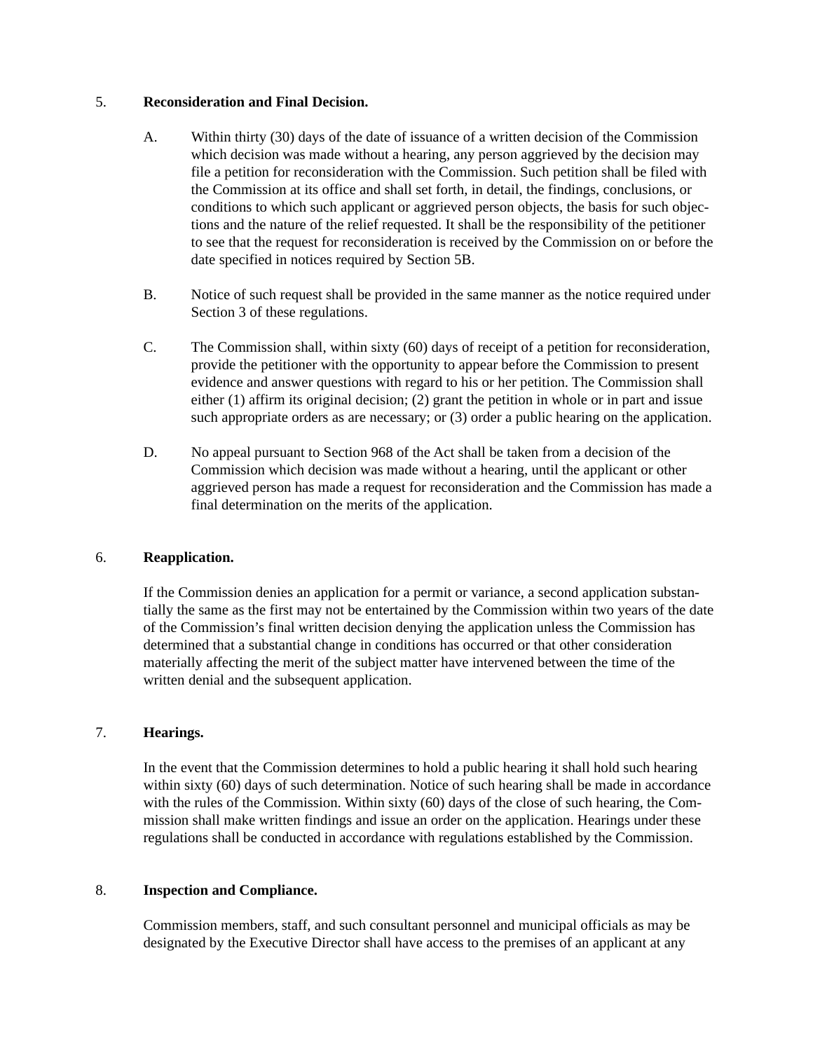5. **Reconsideration and Final Decision.**

   A. Within thirty (30) days of the date of issuance of a written decision of the Commission which decision was made without a hearing, any person aggrieved by the decision may file a petition for reconsideration with the Commission. Such petition shall be filed with the Commission at its office and shall set forth, in detail, the findings, conclusions, or conditions to which such applicant or aggrieved person objects, the basis for such objections and the nature of the relief requested. It shall be the responsibility of the petitioner to see that the request for reconsideration is received by the Commission on or before the date specified in notices required by Section 5B.

   B. Notice of such request shall be provided in the same manner as the notice required under Section 3 of these regulations.

   C. The Commission shall, within sixty (60) days of receipt of a petition for reconsideration, provide the petitioner with the opportunity to appear before the Commission to present evidence and answer questions with regard to his or her petition. The Commission shall either (1) affirm its original decision; (2) grant the petition in whole or in part and issue such appropriate orders as are necessary; or (3) order a public hearing on the application.

   D. No appeal pursuant to Section 968 of the Act shall be taken from a decision of the Commission which decision was made without a hearing, until the applicant or other aggrieved person has made a request for reconsideration and the Commission has made a final determination on the merits of the application.

6. **Reapplication.**

   If the Commission denies an application for a permit or variance, a second application substantially the same as the first may not be entertained by the Commission within two years of the date of the Commission's final written decision denying the application unless the Commission has determined that a substantial change in conditions has occurred or that other consideration materially affecting the merit of the subject matter have intervened between the time of the written denial and the subsequent application.

7. **Hearings.**

   In the event that the Commission determines to hold a public hearing it shall hold such hearing within sixty (60) days of such determination. Notice of such hearing shall be made in accordance with the rules of the Commission. Within sixty (60) days of the close of such hearing, the Commission shall make written findings and issue an order on the application. Hearings under these regulations shall be conducted in accordance with regulations established by the Commission.

8. **Inspection and Compliance.**

   Commission members, staff, and such consultant personnel and municipal officials as may be designated by the Executive Director shall have access to the premises of an applicant at any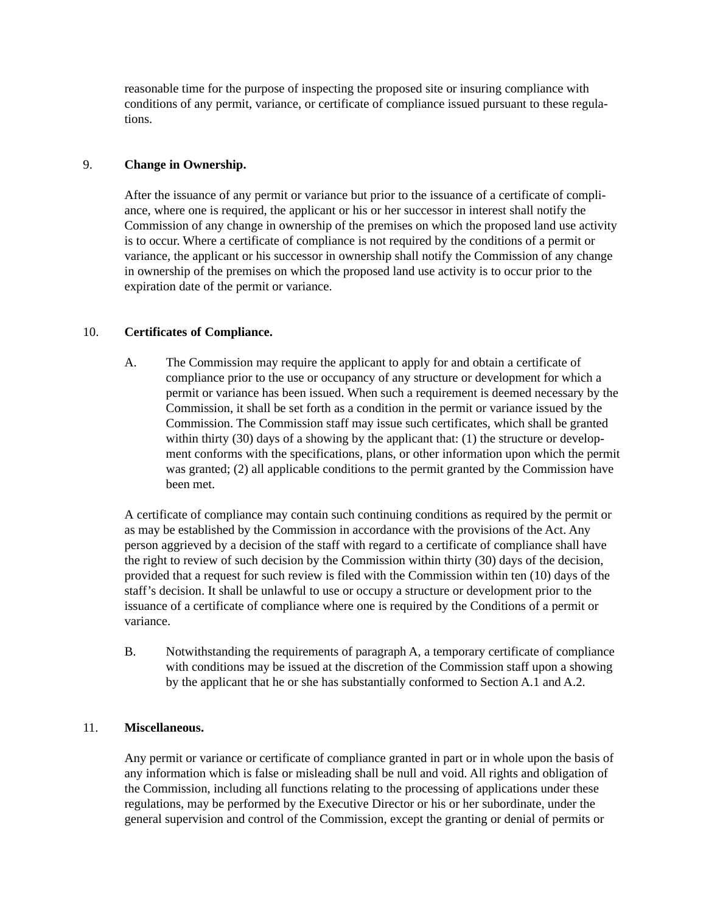reasonable time for the purpose of inspecting the proposed site or insuring compliance with conditions of any permit, variance, or certificate of compliance issued pursuant to these regulations.

9. **Change in Ownership.**

After the issuance of any permit or variance but prior to the issuance of a certificate of compliance, where one is required, the applicant or his or her successor in interest shall notify the Commission of any change in ownership of the premises on which the proposed land use activity is to occur. Where a certificate of compliance is not required by the conditions of a permit or variance, the applicant or his successor in ownership shall notify the Commission of any change in ownership of the premises on which the proposed land use activity is to occur prior to the expiration date of the permit or variance.

10. **Certificates of Compliance.**

A. The Commission may require the applicant to apply for and obtain a certificate of compliance prior to the use or occupancy of any structure or development for which a permit or variance has been issued. When such a requirement is deemed necessary by the Commission, it shall be set forth as a condition in the permit or variance issued by the Commission. The Commission staff may issue such certificates, which shall be granted within thirty (30) days of a showing by the applicant that: (1) the structure or development conforms with the specifications, plans, or other information upon which the permit was granted; (2) all applicable conditions to the permit granted by the Commission have been met.

A certificate of compliance may contain such continuing conditions as required by the permit or as may be established by the Commission in accordance with the provisions of the Act. Any person aggrieved by a decision of the staff with regard to a certificate of compliance shall have the right to review of such decision by the Commission within thirty (30) days of the decision, provided that a request for such review is filed with the Commission within ten (10) days of the staff's decision. It shall be unlawful to use or occupy a structure or development prior to the issuance of a certificate of compliance where one is required by the Conditions of a permit or variance.

B. Notwithstanding the requirements of paragraph A, a temporary certificate of compliance with conditions may be issued at the discretion of the Commission staff upon a showing by the applicant that he or she has substantially conformed to Section A.1 and A.2.

11. **Miscellaneous.**

Any permit or variance or certificate of compliance granted in part or in whole upon the basis of any information which is false or misleading shall be null and void. All rights and obligation of the Commission, including all functions relating to the processing of applications under these regulations, may be performed by the Executive Director or his or her subordinate, under the general supervision and control of the Commission, except the granting or denial of permits or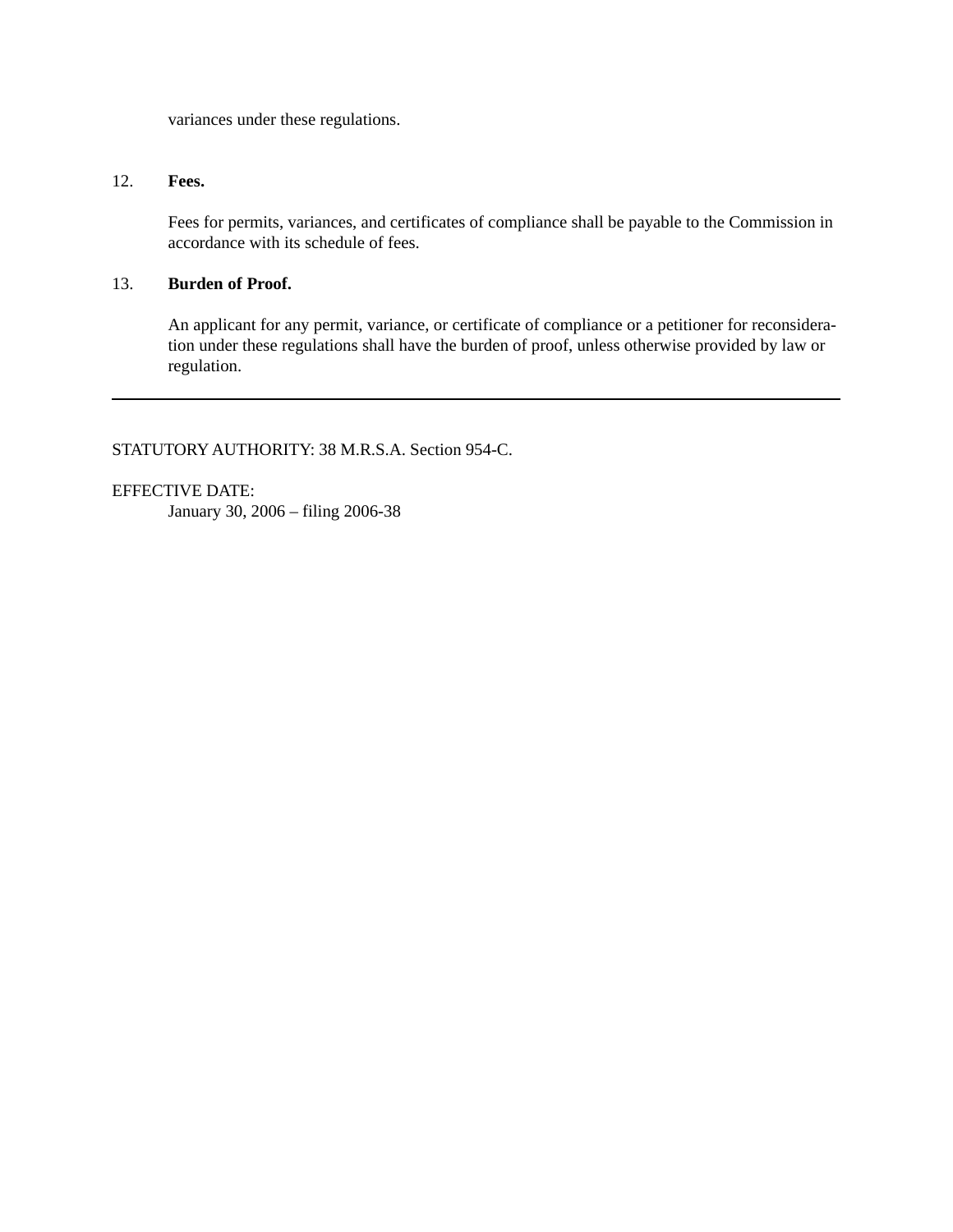variances under these regulations.

12. **Fees.**

Fees for permits, variances, and certificates of compliance shall be payable to the Commission in accordance with its schedule of fees.

13. **Burden of Proof.**

An applicant for any permit, variance, or certificate of compliance or a petitioner for reconsideration under these regulations shall have the burden of proof, unless otherwise provided by law or regulation.

---

STATUTORY AUTHORITY: 38 M.R.S.A. Section 954-C.

EFFECTIVE DATE:
January 30, 2006 – filing 2006-38